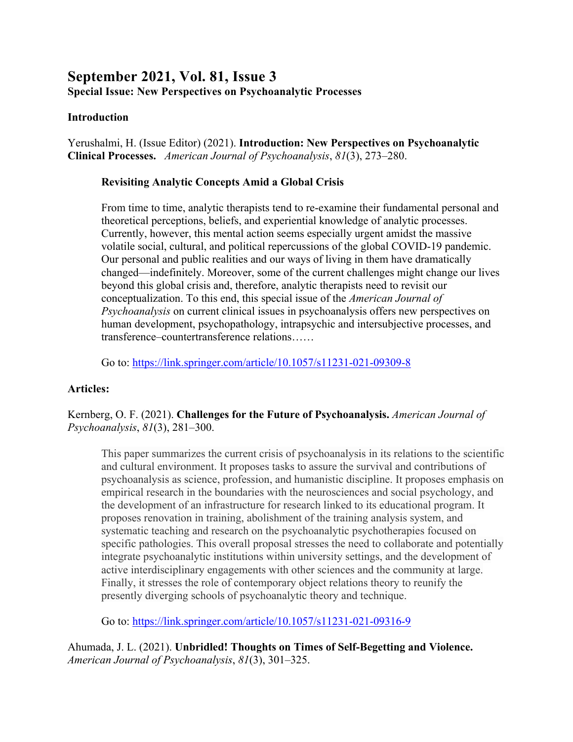# September 2021, Vol. 81, Issue 3

**Special Issue: New Perspectives on Psychoanalytic Processes**

## Introduction

Yerushalmi, H. (Issue Editor) (2021). **Introduction: New Perspectives on Psychoanalytic Clinical Processes.** *American Journal of Psychoanalysis*, *81*(3), 273–280.

> **Revisiting Analytic Concepts Amid a Global Crisis**
>
> From time to time, analytic therapists tend to re-examine their fundamental personal and theoretical perceptions, beliefs, and experiential knowledge of analytic processes. Currently, however, this mental action seems especially urgent amidst the massive volatile social, cultural, and political repercussions of the global COVID-19 pandemic. Our personal and public realities and our ways of living in them have dramatically changed—indefinitely. Moreover, some of the current challenges might change our lives beyond this global crisis and, therefore, analytic therapists need to revisit our conceptualization. To this end, this special issue of the *American Journal of Psychoanalysis* on current clinical issues in psychoanalysis offers new perspectives on human development, psychopathology, intrapsychic and intersubjective processes, and transference–countertransference relations……
>
> Go to: https://link.springer.com/article/10.1057/s11231-021-09309-8

## Articles:

Kernberg, O. F. (2021). **Challenges for the Future of Psychoanalysis.** *American Journal of Psychoanalysis*, *81*(3), 281–300.

> This paper summarizes the current crisis of psychoanalysis in its relations to the scientific and cultural environment. It proposes tasks to assure the survival and contributions of psychoanalysis as science, profession, and humanistic discipline. It proposes emphasis on empirical research in the boundaries with the neurosciences and social psychology, and the development of an infrastructure for research linked to its educational program. It proposes renovation in training, abolishment of the training analysis system, and systematic teaching and research on the psychoanalytic psychotherapies focused on specific pathologies. This overall proposal stresses the need to collaborate and potentially integrate psychoanalytic institutions within university settings, and the development of active interdisciplinary engagements with other sciences and the community at large. Finally, it stresses the role of contemporary object relations theory to reunify the presently diverging schools of psychoanalytic theory and technique.
>
> Go to: https://link.springer.com/article/10.1057/s11231-021-09316-9

Ahumada, J. L. (2021). **Unbridled! Thoughts on Times of Self-Begetting and Violence.** *American Journal of Psychoanalysis*, *81*(3), 301–325.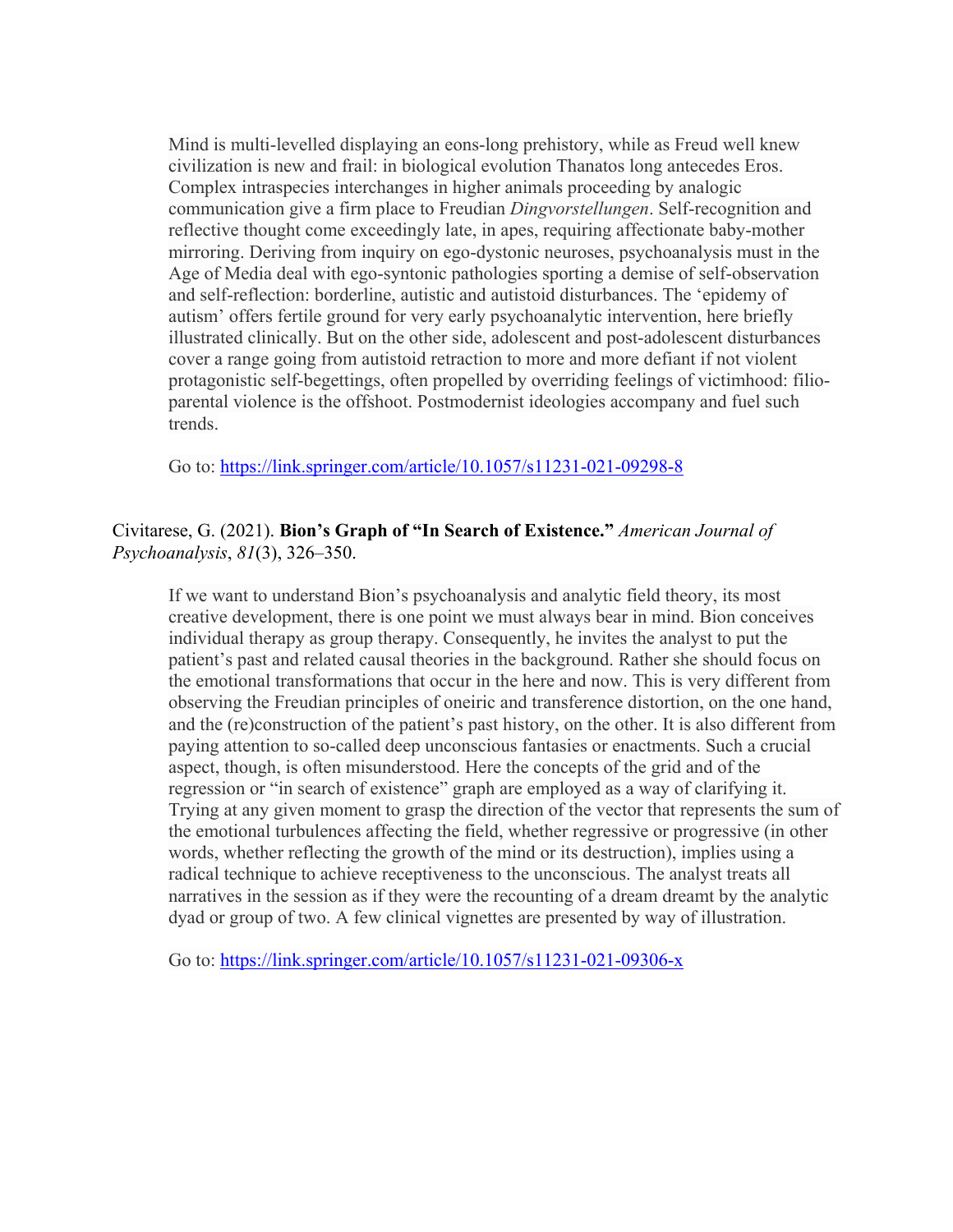> Mind is multi-levelled displaying an eons-long prehistory, while as Freud well knew civilization is new and frail: in biological evolution Thanatos long antecedes Eros. Complex intraspecies interchanges in higher animals proceeding by analogic communication give a firm place to Freudian *Dingvorstellungen*. Self-recognition and reflective thought come exceedingly late, in apes, requiring affectionate baby-mother mirroring. Deriving from inquiry on ego-dystonic neuroses, psychoanalysis must in the Age of Media deal with ego-syntonic pathologies sporting a demise of self-observation and self-reflection: borderline, autistic and autistoid disturbances. The 'epidemy of autism' offers fertile ground for very early psychoanalytic intervention, here briefly illustrated clinically. But on the other side, adolescent and post-adolescent disturbances cover a range going from autistoid retraction to more and more defiant if not violent protagonistic self-begettings, often propelled by overriding feelings of victimhood: filio-parental violence is the offshoot. Postmodernist ideologies accompany and fuel such trends.
>
> Go to: https://link.springer.com/article/10.1057/s11231-021-09298-8

Civitarese, G. (2021). **Bion's Graph of "In Search of Existence."** *American Journal of Psychoanalysis*, *81*(3), 326–350.

> If we want to understand Bion's psychoanalysis and analytic field theory, its most creative development, there is one point we must always bear in mind. Bion conceives individual therapy as group therapy. Consequently, he invites the analyst to put the patient's past and related causal theories in the background. Rather she should focus on the emotional transformations that occur in the here and now. This is very different from observing the Freudian principles of oneiric and transference distortion, on the one hand, and the (re)construction of the patient's past history, on the other. It is also different from paying attention to so-called deep unconscious fantasies or enactments. Such a crucial aspect, though, is often misunderstood. Here the concepts of the grid and of the regression or "in search of existence" graph are employed as a way of clarifying it. Trying at any given moment to grasp the direction of the vector that represents the sum of the emotional turbulences affecting the field, whether regressive or progressive (in other words, whether reflecting the growth of the mind or its destruction), implies using a radical technique to achieve receptiveness to the unconscious. The analyst treats all narratives in the session as if they were the recounting of a dream dreamt by the analytic dyad or group of two. A few clinical vignettes are presented by way of illustration.
>
> Go to: https://link.springer.com/article/10.1057/s11231-021-09306-x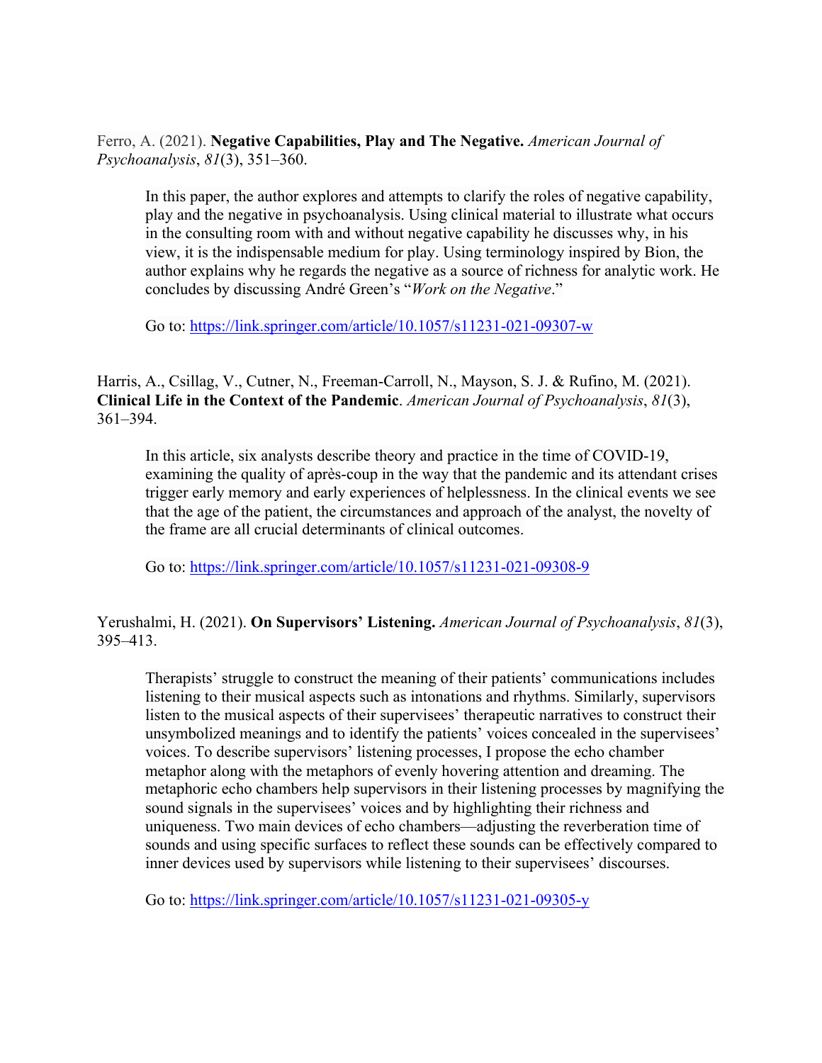Ferro, A. (2021). **Negative Capabilities, Play and The Negative.** *American Journal of Psychoanalysis*, *81*(3), 351–360.

> In this paper, the author explores and attempts to clarify the roles of negative capability, play and the negative in psychoanalysis. Using clinical material to illustrate what occurs in the consulting room with and without negative capability he discusses why, in his view, it is the indispensable medium for play. Using terminology inspired by Bion, the author explains why he regards the negative as a source of richness for analytic work. He concludes by discussing André Green's "*Work on the Negative*."
>
> Go to: https://link.springer.com/article/10.1057/s11231-021-09307-w

Harris, A., Csillag, V., Cutner, N., Freeman-Carroll, N., Mayson, S. J. & Rufino, M. (2021). **Clinical Life in the Context of the Pandemic**. *American Journal of Psychoanalysis*, *81*(3), 361–394.

> In this article, six analysts describe theory and practice in the time of COVID-19, examining the quality of après-coup in the way that the pandemic and its attendant crises trigger early memory and early experiences of helplessness. In the clinical events we see that the age of the patient, the circumstances and approach of the analyst, the novelty of the frame are all crucial determinants of clinical outcomes.
>
> Go to: https://link.springer.com/article/10.1057/s11231-021-09308-9

Yerushalmi, H. (2021). **On Supervisors' Listening.** *American Journal of Psychoanalysis*, *81*(3), 395–413.

> Therapists' struggle to construct the meaning of their patients' communications includes listening to their musical aspects such as intonations and rhythms. Similarly, supervisors listen to the musical aspects of their supervisees' therapeutic narratives to construct their unsymbolized meanings and to identify the patients' voices concealed in the supervisees' voices. To describe supervisors' listening processes, I propose the echo chamber metaphor along with the metaphors of evenly hovering attention and dreaming. The metaphoric echo chambers help supervisors in their listening processes by magnifying the sound signals in the supervisees' voices and by highlighting their richness and uniqueness. Two main devices of echo chambers—adjusting the reverberation time of sounds and using specific surfaces to reflect these sounds can be effectively compared to inner devices used by supervisors while listening to their supervisees' discourses.
>
> Go to: https://link.springer.com/article/10.1057/s11231-021-09305-y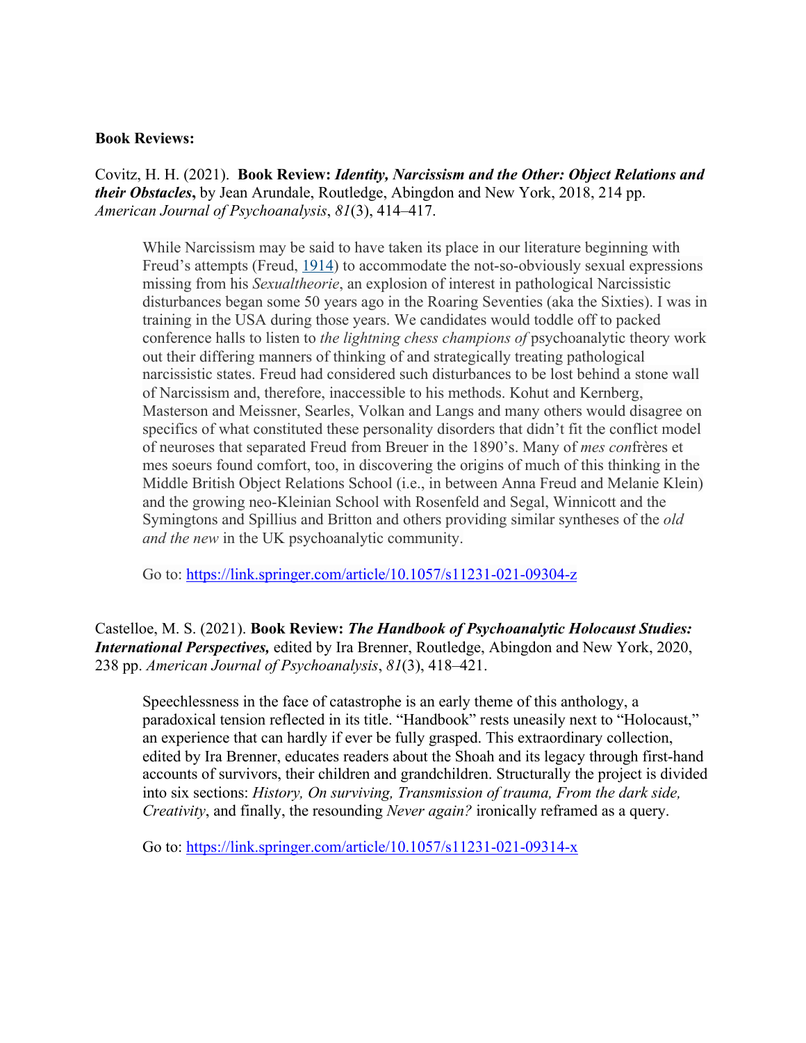**Book Reviews:**

Covitz, H. H. (2021). **Book Review: *Identity, Narcissism and the Other: Object Relations and their Obstacles*,** by Jean Arundale, Routledge, Abingdon and New York, 2018, 214 pp. *American Journal of Psychoanalysis*, *81*(3), 414–417.

> While Narcissism may be said to have taken its place in our literature beginning with Freud's attempts (Freud, 1914) to accommodate the not-so-obviously sexual expressions missing from his *Sexualtheorie*, an explosion of interest in pathological Narcissistic disturbances began some 50 years ago in the Roaring Seventies (aka the Sixties). I was in training in the USA during those years. We candidates would toddle off to packed conference halls to listen to *the lightning chess champions of* psychoanalytic theory work out their differing manners of thinking of and strategically treating pathological narcissistic states. Freud had considered such disturbances to be lost behind a stone wall of Narcissism and, therefore, inaccessible to his methods. Kohut and Kernberg, Masterson and Meissner, Searles, Volkan and Langs and many others would disagree on specifics of what constituted these personality disorders that didn't fit the conflict model of neuroses that separated Freud from Breuer in the 1890's. Many of *mes con*frères et mes soeurs found comfort, too, in discovering the origins of much of this thinking in the Middle British Object Relations School (i.e., in between Anna Freud and Melanie Klein) and the growing neo-Kleinian School with Rosenfeld and Segal, Winnicott and the Symingtons and Spillius and Britton and others providing similar syntheses of the *old and the new* in the UK psychoanalytic community.
>
> Go to: https://link.springer.com/article/10.1057/s11231-021-09304-z

Castelloe, M. S. (2021). **Book Review: *The Handbook of Psychoanalytic Holocaust Studies: International Perspectives,*** edited by Ira Brenner, Routledge, Abingdon and New York, 2020, 238 pp. *American Journal of Psychoanalysis*, *81*(3), 418–421.

> Speechlessness in the face of catastrophe is an early theme of this anthology, a paradoxical tension reflected in its title. "Handbook" rests uneasily next to "Holocaust," an experience that can hardly if ever be fully grasped. This extraordinary collection, edited by Ira Brenner, educates readers about the Shoah and its legacy through first-hand accounts of survivors, their children and grandchildren. Structurally the project is divided into six sections: *History, On surviving, Transmission of trauma, From the dark side, Creativity*, and finally, the resounding *Never again?* ironically reframed as a query.
>
> Go to: https://link.springer.com/article/10.1057/s11231-021-09314-x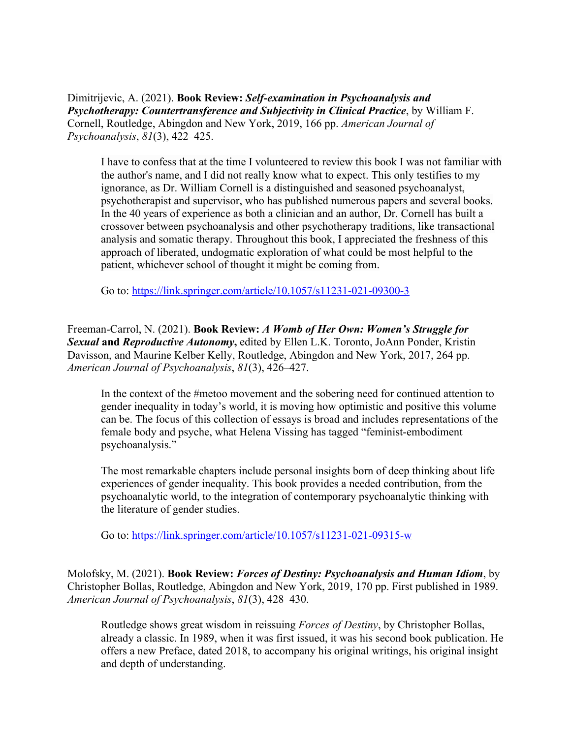Dimitrijevic, A. (2021). **Book Review: *Self-examination in Psychoanalysis and Psychotherapy: Countertransference and Subjectivity in Clinical Practice***, by William F. Cornell, Routledge, Abingdon and New York, 2019, 166 pp. *American Journal of Psychoanalysis*, *81*(3), 422–425.

> I have to confess that at the time I volunteered to review this book I was not familiar with the author's name, and I did not really know what to expect. This only testifies to my ignorance, as Dr. William Cornell is a distinguished and seasoned psychoanalyst, psychotherapist and supervisor, who has published numerous papers and several books. In the 40 years of experience as both a clinician and an author, Dr. Cornell has built a crossover between psychoanalysis and other psychotherapy traditions, like transactional analysis and somatic therapy. Throughout this book, I appreciated the freshness of this approach of liberated, undogmatic exploration of what could be most helpful to the patient, whichever school of thought it might be coming from.
>
> Go to: https://link.springer.com/article/10.1057/s11231-021-09300-3

Freeman-Carrol, N. (2021). **Book Review: *A Womb of Her Own: Women's Struggle for Sexual* and *Reproductive Autonomy*,** edited by Ellen L.K. Toronto, JoAnn Ponder, Kristin Davisson, and Maurine Kelber Kelly, Routledge, Abingdon and New York, 2017, 264 pp. *American Journal of Psychoanalysis*, *81*(3), 426–427.

> In the context of the #metoo movement and the sobering need for continued attention to gender inequality in today's world, it is moving how optimistic and positive this volume can be. The focus of this collection of essays is broad and includes representations of the female body and psyche, what Helena Vissing has tagged "feminist-embodiment psychoanalysis."
>
> The most remarkable chapters include personal insights born of deep thinking about life experiences of gender inequality. This book provides a needed contribution, from the psychoanalytic world, to the integration of contemporary psychoanalytic thinking with the literature of gender studies.
>
> Go to: https://link.springer.com/article/10.1057/s11231-021-09315-w

Molofsky, M. (2021). **Book Review: *Forces of Destiny: Psychoanalysis and Human Idiom***, by Christopher Bollas, Routledge, Abingdon and New York, 2019, 170 pp. First published in 1989. *American Journal of Psychoanalysis*, *81*(3), 428–430.

> Routledge shows great wisdom in reissuing *Forces of Destiny*, by Christopher Bollas, already a classic. In 1989, when it was first issued, it was his second book publication. He offers a new Preface, dated 2018, to accompany his original writings, his original insight and depth of understanding.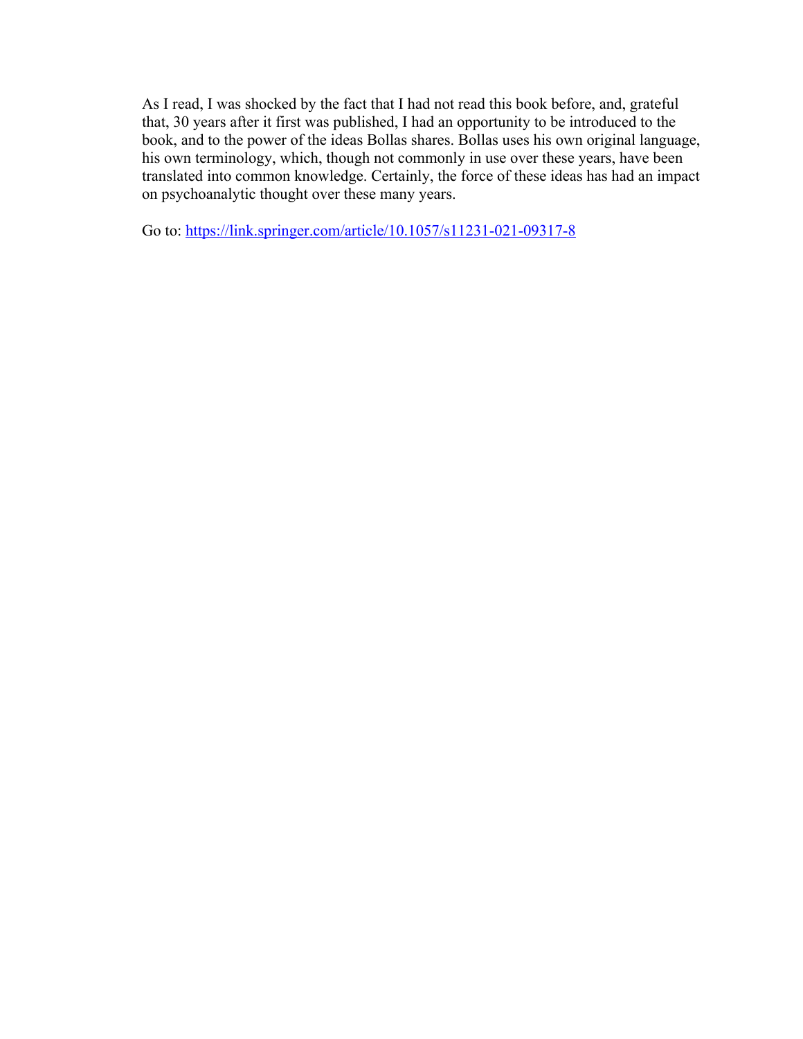As I read, I was shocked by the fact that I had not read this book before, and, grateful that, 30 years after it first was published, I had an opportunity to be introduced to the book, and to the power of the ideas Bollas shares. Bollas uses his own original language, his own terminology, which, though not commonly in use over these years, have been translated into common knowledge. Certainly, the force of these ideas has had an impact on psychoanalytic thought over these many years.

Go to: [https://link.springer.com/article/10.1057/s11231-021-09317-8](https://link.springer.com/article/10.1057/s11231-021-09317-8)